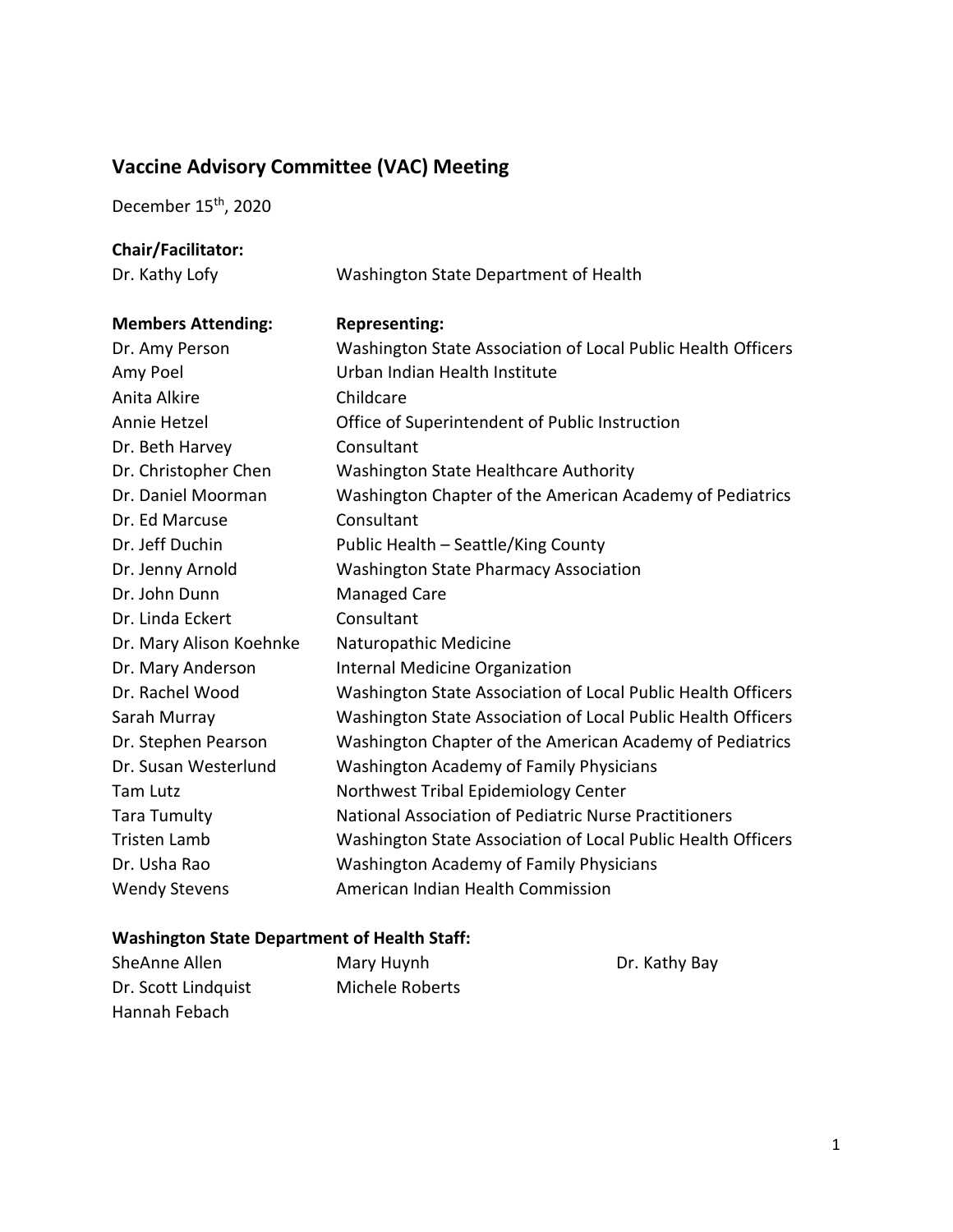# Vaccine Advisory Committee (VAC) Meeting

December 15th, 2020

**Chair/Facilitator:**

| | |
|---|---|
| Dr. Kathy Lofy | Washington State Department of Health |

| **Members Attending:** | **Representing:** |
|---|---|
| Dr. Amy Person | Washington State Association of Local Public Health Officers |
| Amy Poel | Urban Indian Health Institute |
| Anita Alkire | Childcare |
| Annie Hetzel | Office of Superintendent of Public Instruction |
| Dr. Beth Harvey | Consultant |
| Dr. Christopher Chen | Washington State Healthcare Authority |
| Dr. Daniel Moorman | Washington Chapter of the American Academy of Pediatrics |
| Dr. Ed Marcuse | Consultant |
| Dr. Jeff Duchin | Public Health – Seattle/King County |
| Dr. Jenny Arnold | Washington State Pharmacy Association |
| Dr. John Dunn | Managed Care |
| Dr. Linda Eckert | Consultant |
| Dr. Mary Alison Koehnke | Naturopathic Medicine |
| Dr. Mary Anderson | Internal Medicine Organization |
| Dr. Rachel Wood | Washington State Association of Local Public Health Officers |
| Sarah Murray | Washington State Association of Local Public Health Officers |
| Dr. Stephen Pearson | Washington Chapter of the American Academy of Pediatrics |
| Dr. Susan Westerlund | Washington Academy of Family Physicians |
| Tam Lutz | Northwest Tribal Epidemiology Center |
| Tara Tumulty | National Association of Pediatric Nurse Practitioners |
| Tristen Lamb | Washington State Association of Local Public Health Officers |
| Dr. Usha Rao | Washington Academy of Family Physicians |
| Wendy Stevens | American Indian Health Commission |

**Washington State Department of Health Staff:**

| | | |
|---|---|---|
| SheAnne Allen | Mary Huynh | Dr. Kathy Bay |
| Dr. Scott Lindquist | Michele Roberts | |
| Hannah Febach | | |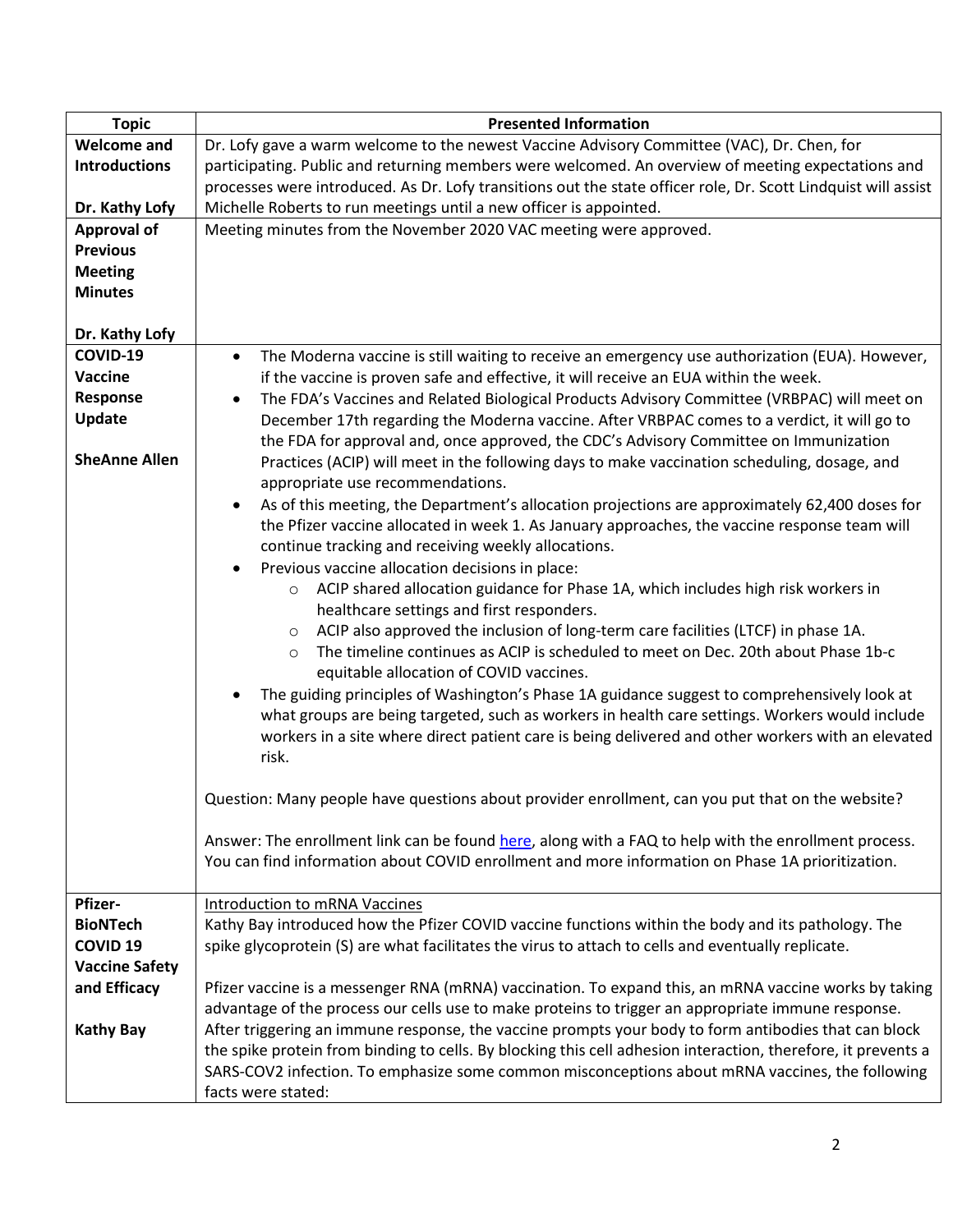| Topic | Presented Information |
|---|---|
| **Welcome and Introductions**<br><br>**Dr. Kathy Lofy** | Dr. Lofy gave a warm welcome to the newest Vaccine Advisory Committee (VAC), Dr. Chen, for participating. Public and returning members were welcomed. An overview of meeting expectations and processes were introduced. As Dr. Lofy transitions out the state officer role, Dr. Scott Lindquist will assist Michelle Roberts to run meetings until a new officer is appointed. |
| **Approval of Previous Meeting Minutes**<br><br>**Dr. Kathy Lofy** | Meeting minutes from the November 2020 VAC meeting were approved. |
| **COVID-19 Vaccine Response Update**<br><br>**SheAnne Allen** | • The Moderna vaccine is still waiting to receive an emergency use authorization (EUA). However, if the vaccine is proven safe and effective, it will receive an EUA within the week.<br>• The FDA's Vaccines and Related Biological Products Advisory Committee (VRBPAC) will meet on December 17th regarding the Moderna vaccine. After VRBPAC comes to a verdict, it will go to the FDA for approval and, once approved, the CDC's Advisory Committee on Immunization Practices (ACIP) will meet in the following days to make vaccination scheduling, dosage, and appropriate use recommendations.<br>• As of this meeting, the Department's allocation projections are approximately 62,400 doses for the Pfizer vaccine allocated in week 1. As January approaches, the vaccine response team will continue tracking and receiving weekly allocations.<br>• Previous vaccine allocation decisions in place:<br>&nbsp;&nbsp;&nbsp;&nbsp;o ACIP shared allocation guidance for Phase 1A, which includes high risk workers in healthcare settings and first responders.<br>&nbsp;&nbsp;&nbsp;&nbsp;o ACIP also approved the inclusion of long-term care facilities (LTCF) in phase 1A.<br>&nbsp;&nbsp;&nbsp;&nbsp;o The timeline continues as ACIP is scheduled to meet on Dec. 20th about Phase 1b-c equitable allocation of COVID vaccines.<br>• The guiding principles of Washington's Phase 1A guidance suggest to comprehensively look at what groups are being targeted, such as workers in health care settings. Workers would include workers in a site where direct patient care is being delivered and other workers with an elevated risk.<br><br>Question: Many people have questions about provider enrollment, can you put that on the website?<br><br>Answer: The enrollment link can be found here, along with a FAQ to help with the enrollment process. You can find information about COVID enrollment and more information on Phase 1A prioritization. |
| **Pfizer-BioNTech COVID 19 Vaccine Safety and Efficacy**<br><br>**Kathy Bay** | Introduction to mRNA Vaccines<br>Kathy Bay introduced how the Pfizer COVID vaccine functions within the body and its pathology. The spike glycoprotein (S) are what facilitates the virus to attach to cells and eventually replicate.<br><br>Pfizer vaccine is a messenger RNA (mRNA) vaccination. To expand this, an mRNA vaccine works by taking advantage of the process our cells use to make proteins to trigger an appropriate immune response. After triggering an immune response, the vaccine prompts your body to form antibodies that can block the spike protein from binding to cells. By blocking this cell adhesion interaction, therefore, it prevents a SARS-COV2 infection. To emphasize some common misconceptions about mRNA vaccines, the following facts were stated: |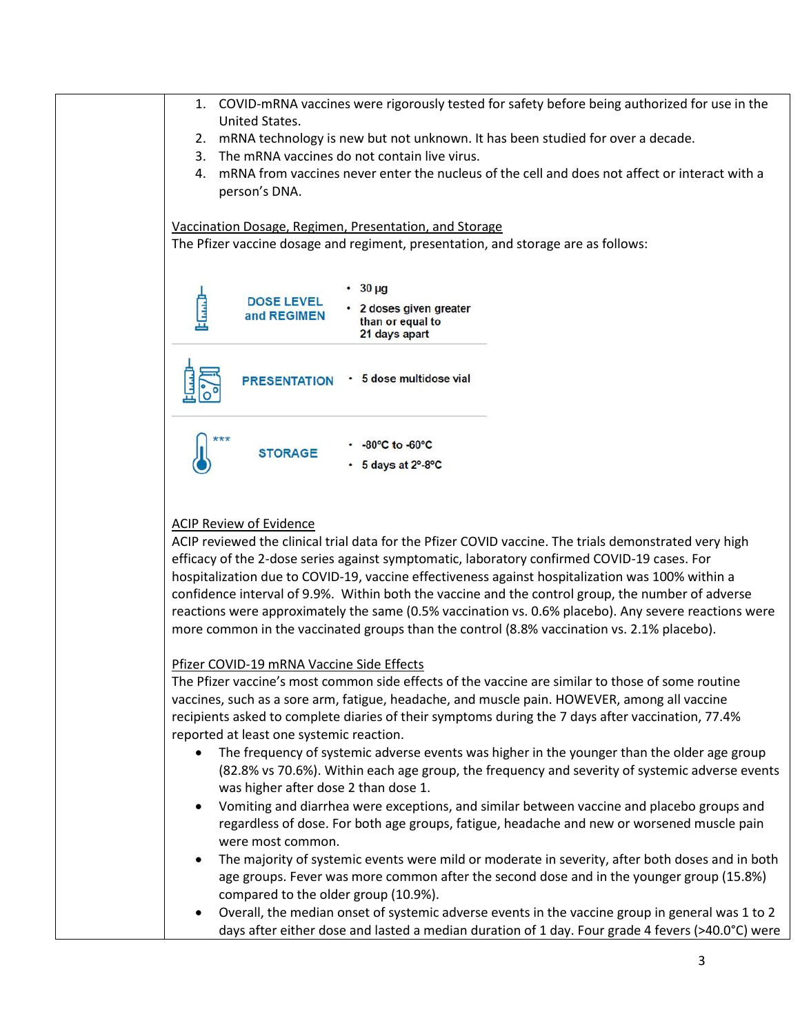1. COVID-mRNA vaccines were rigorously tested for safety before being authorized for use in the United States.
2. mRNA technology is new but not unknown. It has been studied for over a decade.
3. The mRNA vaccines do not contain live virus.
4. mRNA from vaccines never enter the nucleus of the cell and does not affect or interact with a person's DNA.

<u>Vaccination Dosage, Regimen, Presentation, and Storage</u>

The Pfizer vaccine dosage and regiment, presentation, and storage are as follows:

| | |
|---|---|
| DOSE LEVEL and REGIMEN | • 30 µg<br>• 2 doses given greater than or equal to 21 days apart |
| PRESENTATION | • 5 dose multidose vial |
| STORAGE *** | • -80°C to -60°C<br>• 5 days at 2°-8°C |

<u>ACIP Review of Evidence</u>

ACIP reviewed the clinical trial data for the Pfizer COVID vaccine. The trials demonstrated very high efficacy of the 2-dose series against symptomatic, laboratory confirmed COVID-19 cases. For hospitalization due to COVID-19, vaccine effectiveness against hospitalization was 100% within a confidence interval of 9.9%. Within both the vaccine and the control group, the number of adverse reactions were approximately the same (0.5% vaccination vs. 0.6% placebo). Any severe reactions were more common in the vaccinated groups than the control (8.8% vaccination vs. 2.1% placebo).

<u>Pfizer COVID-19 mRNA Vaccine Side Effects</u>

The Pfizer vaccine's most common side effects of the vaccine are similar to those of some routine vaccines, such as a sore arm, fatigue, headache, and muscle pain. HOWEVER, among all vaccine recipients asked to complete diaries of their symptoms during the 7 days after vaccination, 77.4% reported at least one systemic reaction.

- The frequency of systemic adverse events was higher in the younger than the older age group (82.8% vs 70.6%). Within each age group, the frequency and severity of systemic adverse events was higher after dose 2 than dose 1.
- Vomiting and diarrhea were exceptions, and similar between vaccine and placebo groups and regardless of dose. For both age groups, fatigue, headache and new or worsened muscle pain were most common.
- The majority of systemic events were mild or moderate in severity, after both doses and in both age groups. Fever was more common after the second dose and in the younger group (15.8%) compared to the older group (10.9%).
- Overall, the median onset of systemic adverse events in the vaccine group in general was 1 to 2 days after either dose and lasted a median duration of 1 day. Four grade 4 fevers (>40.0°C) were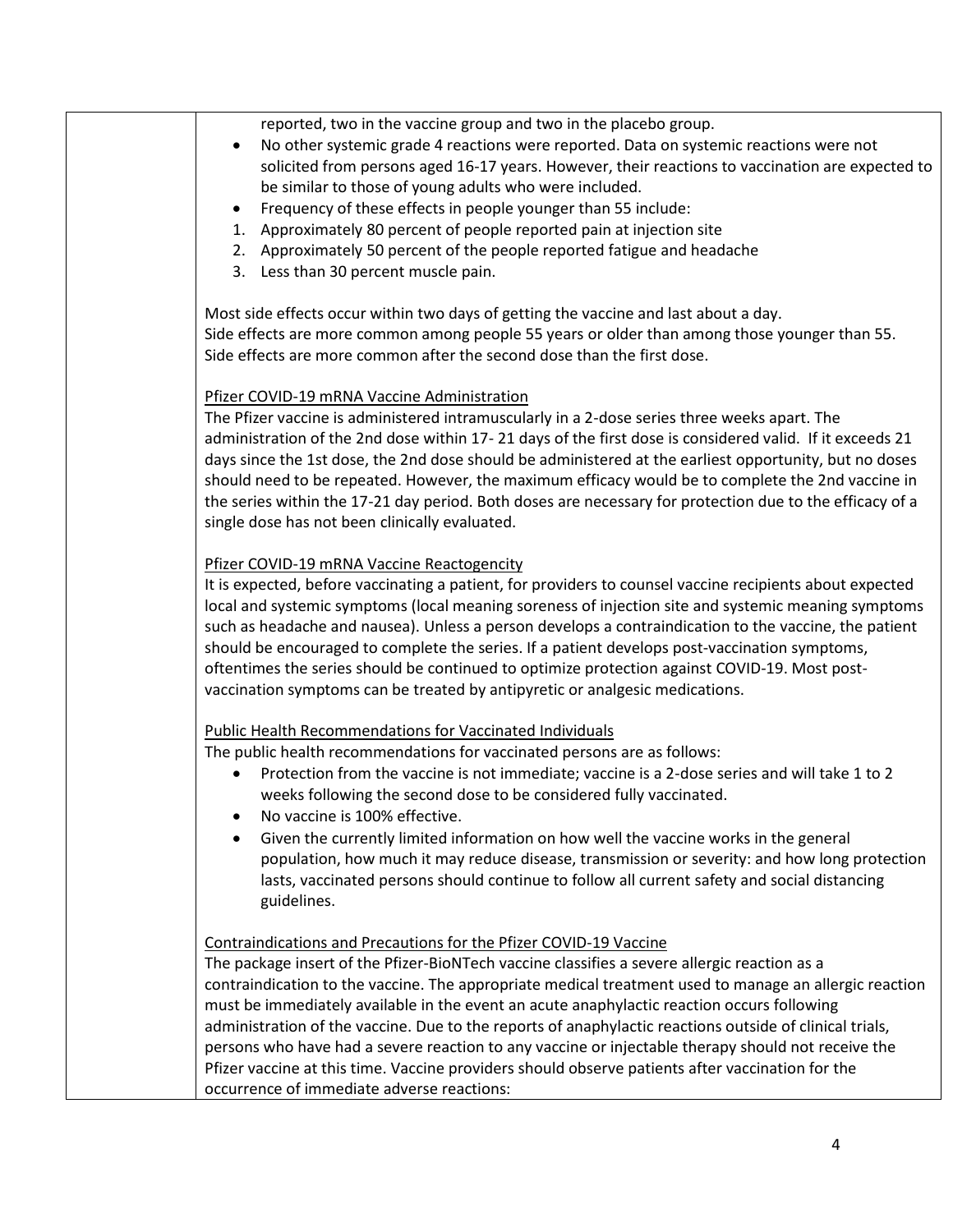reported, two in the vaccine group and two in the placebo group.

- No other systemic grade 4 reactions were reported. Data on systemic reactions were not solicited from persons aged 16-17 years. However, their reactions to vaccination are expected to be similar to those of young adults who were included.
- Frequency of these effects in people younger than 55 include:

1. Approximately 80 percent of people reported pain at injection site
2. Approximately 50 percent of the people reported fatigue and headache
3. Less than 30 percent muscle pain.

Most side effects occur within two days of getting the vaccine and last about a day.
Side effects are more common among people 55 years or older than among those younger than 55.
Side effects are more common after the second dose than the first dose.

<u>Pfizer COVID-19 mRNA Vaccine Administration</u>
The Pfizer vaccine is administered intramuscularly in a 2-dose series three weeks apart. The administration of the 2nd dose within 17- 21 days of the first dose is considered valid. If it exceeds 21 days since the 1st dose, the 2nd dose should be administered at the earliest opportunity, but no doses should need to be repeated. However, the maximum efficacy would be to complete the 2nd vaccine in the series within the 17-21 day period. Both doses are necessary for protection due to the efficacy of a single dose has not been clinically evaluated.

<u>Pfizer COVID-19 mRNA Vaccine Reactogencity</u>
It is expected, before vaccinating a patient, for providers to counsel vaccine recipients about expected local and systemic symptoms (local meaning soreness of injection site and systemic meaning symptoms such as headache and nausea). Unless a person develops a contraindication to the vaccine, the patient should be encouraged to complete the series. If a patient develops post-vaccination symptoms, oftentimes the series should be continued to optimize protection against COVID-19. Most post-vaccination symptoms can be treated by antipyretic or analgesic medications.

<u>Public Health Recommendations for Vaccinated Individuals</u>
The public health recommendations for vaccinated persons are as follows:

- Protection from the vaccine is not immediate; vaccine is a 2-dose series and will take 1 to 2 weeks following the second dose to be considered fully vaccinated.
- No vaccine is 100% effective.
- Given the currently limited information on how well the vaccine works in the general population, how much it may reduce disease, transmission or severity: and how long protection lasts, vaccinated persons should continue to follow all current safety and social distancing guidelines.

<u>Contraindications and Precautions for the Pfizer COVID-19 Vaccine</u>
The package insert of the Pfizer-BioNTech vaccine classifies a severe allergic reaction as a contraindication to the vaccine. The appropriate medical treatment used to manage an allergic reaction must be immediately available in the event an acute anaphylactic reaction occurs following administration of the vaccine. Due to the reports of anaphylactic reactions outside of clinical trials, persons who have had a severe reaction to any vaccine or injectable therapy should not receive the Pfizer vaccine at this time. Vaccine providers should observe patients after vaccination for the occurrence of immediate adverse reactions: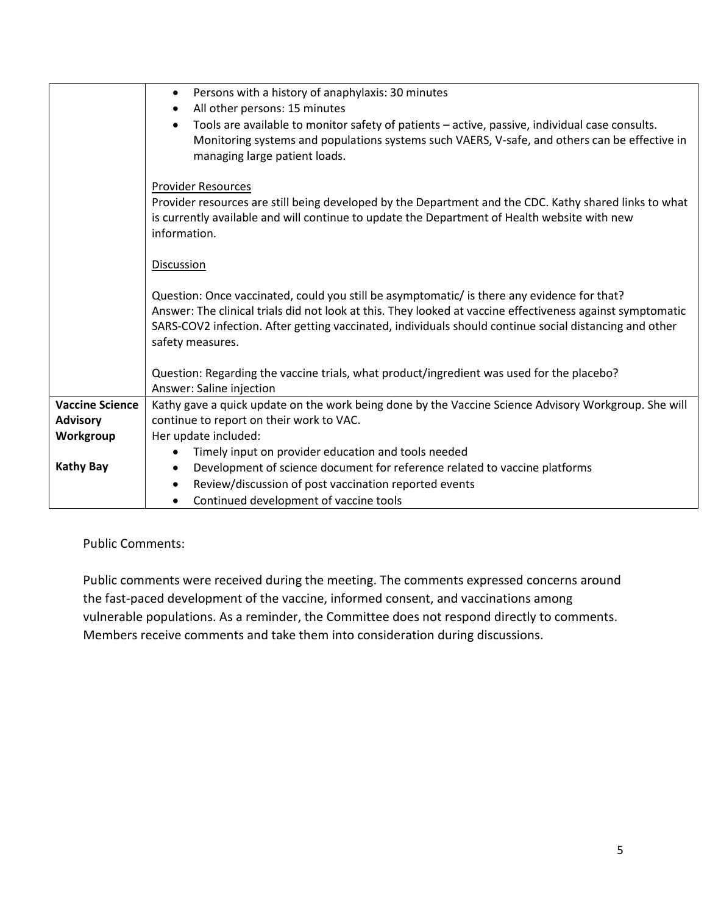| | |
|---|---|
| | • Persons with a history of anaphylaxis: 30 minutes<br>• All other persons: 15 minutes<br>• Tools are available to monitor safety of patients – active, passive, individual case consults. Monitoring systems and populations systems such VAERS, V-safe, and others can be effective in managing large patient loads.<br><br><u>Provider Resources</u><br>Provider resources are still being developed by the Department and the CDC. Kathy shared links to what is currently available and will continue to update the Department of Health website with new information.<br><br><u>Discussion</u><br><br>Question: Once vaccinated, could you still be asymptomatic/ is there any evidence for that?<br>Answer: The clinical trials did not look at this. They looked at vaccine effectiveness against symptomatic SARS-COV2 infection. After getting vaccinated, individuals should continue social distancing and other safety measures.<br><br>Question: Regarding the vaccine trials, what product/ingredient was used for the placebo?<br>Answer: Saline injection |
| **Vaccine Science Advisory Workgroup**<br><br>**Kathy Bay** | Kathy gave a quick update on the work being done by the Vaccine Science Advisory Workgroup. She will continue to report on their work to VAC.<br>Her update included:<br>• Timely input on provider education and tools needed<br>• Development of science document for reference related to vaccine platforms<br>• Review/discussion of post vaccination reported events<br>• Continued development of vaccine tools |

Public Comments:

Public comments were received during the meeting. The comments expressed concerns around the fast-paced development of the vaccine, informed consent, and vaccinations among vulnerable populations. As a reminder, the Committee does not respond directly to comments. Members receive comments and take them into consideration during discussions.